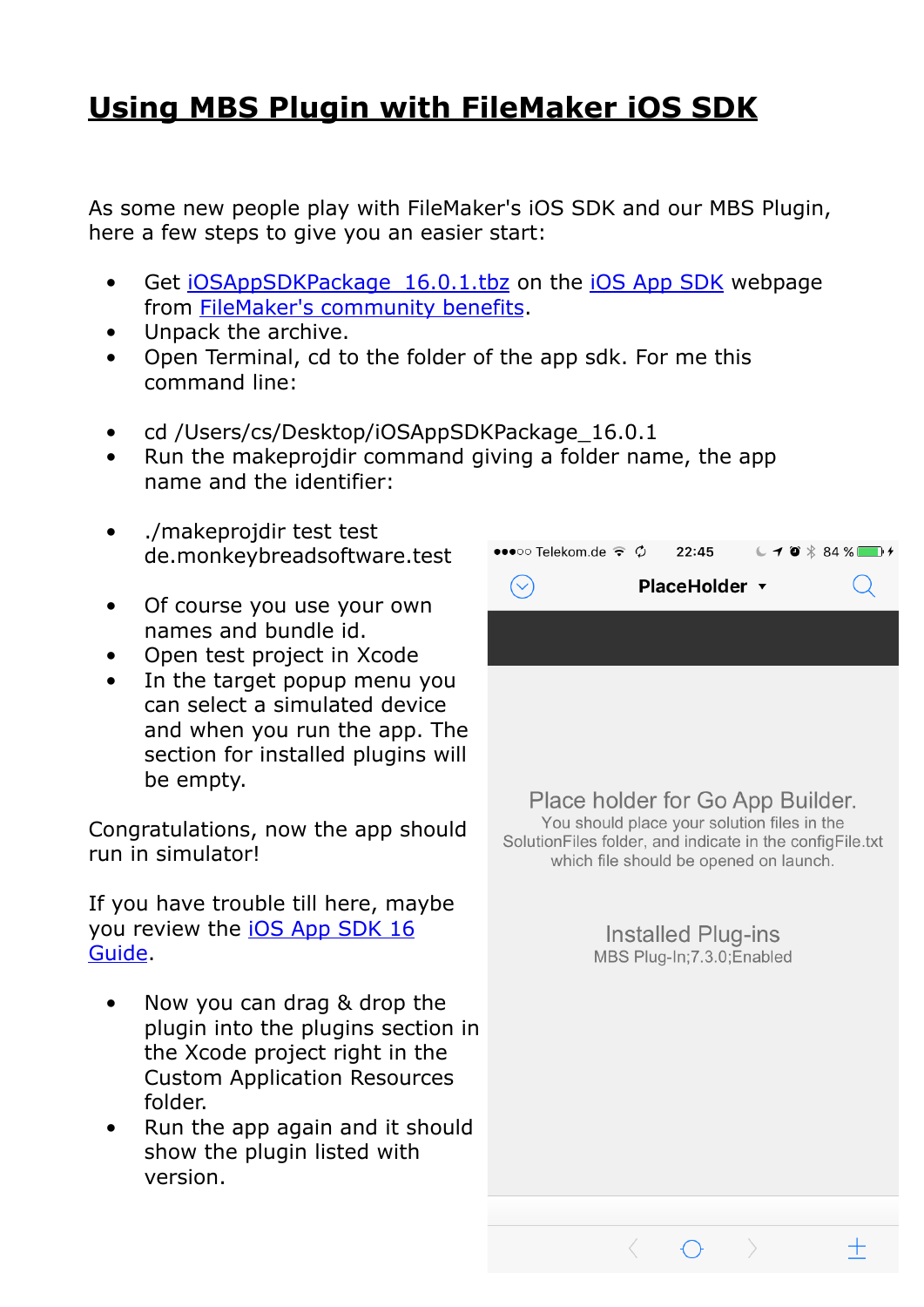# Using MBS Plugin with FileMaker iOS SDK

As some new people play with FileMaker's iOS SDK and our MBS Plugin, here a few steps to give you an easier start:

- Get iOSAppSDKPackage_16.0.1.tbz on the iOS App SDK webpage from FileMaker's community benefits.
- Unpack the archive.
- Open Terminal, cd to the folder of the app sdk. For me this command line:

- cd /Users/cs/Desktop/iOSAppSDKPackage_16.0.1
- Run the makeprojdir command giving a folder name, the app name and the identifier:

- ./makeprojdir test test de.monkeybreadsoftware.test

- Of course you use your own names and bundle id.
- Open test project in Xcode
- In the target popup menu you can select a simulated device and when you run the app. The section for installed plugins will be empty.

Congratulations, now the app should run in simulator!

If you have trouble till here, maybe you review the iOS App SDK 16 Guide.

- Now you can drag & drop the plugin into the plugins section in the Xcode project right in the Custom Application Resources folder.
- Run the app again and it should show the plugin listed with version.

Telekom.de 22:45 84 %

PlaceHolder

Place holder for Go App Builder.
You should place your solution files in the SolutionFiles folder, and indicate in the configFile.txt which file should be opened on launch.

Installed Plug-ins
MBS Plug-In;7.3.0;Enabled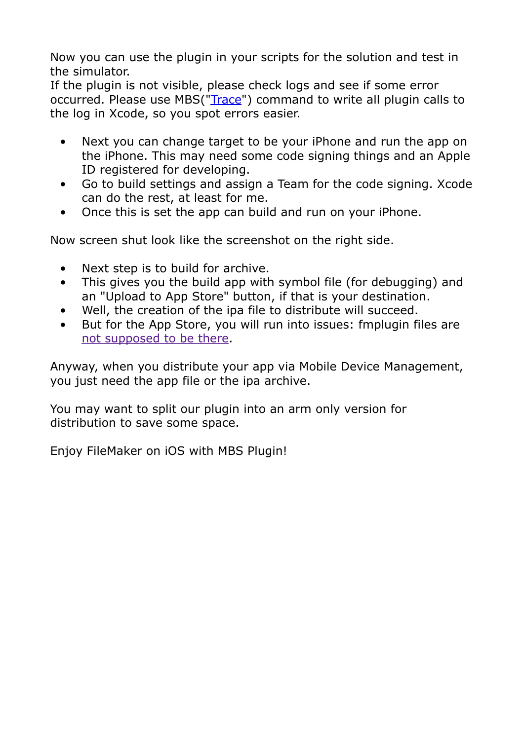Now you can use the plugin in your scripts for the solution and test in the simulator.
If the plugin is not visible, please check logs and see if some error occurred. Please use MBS("Trace") command to write all plugin calls to the log in Xcode, so you spot errors easier.

- Next you can change target to be your iPhone and run the app on the iPhone. This may need some code signing things and an Apple ID registered for developing.
- Go to build settings and assign a Team for the code signing. Xcode can do the rest, at least for me.
- Once this is set the app can build and run on your iPhone.

Now screen shut look like the screenshot on the right side.

- Next step is to build for archive.
- This gives you the build app with symbol file (for debugging) and an "Upload to App Store" button, if that is your destination.
- Well, the creation of the ipa file to distribute will succeed.
- But for the App Store, you will run into issues: fmplugin files are not supposed to be there.

Anyway, when you distribute your app via Mobile Device Management, you just need the app file or the ipa archive.

You may want to split our plugin into an arm only version for distribution to save some space.

Enjoy FileMaker on iOS with MBS Plugin!